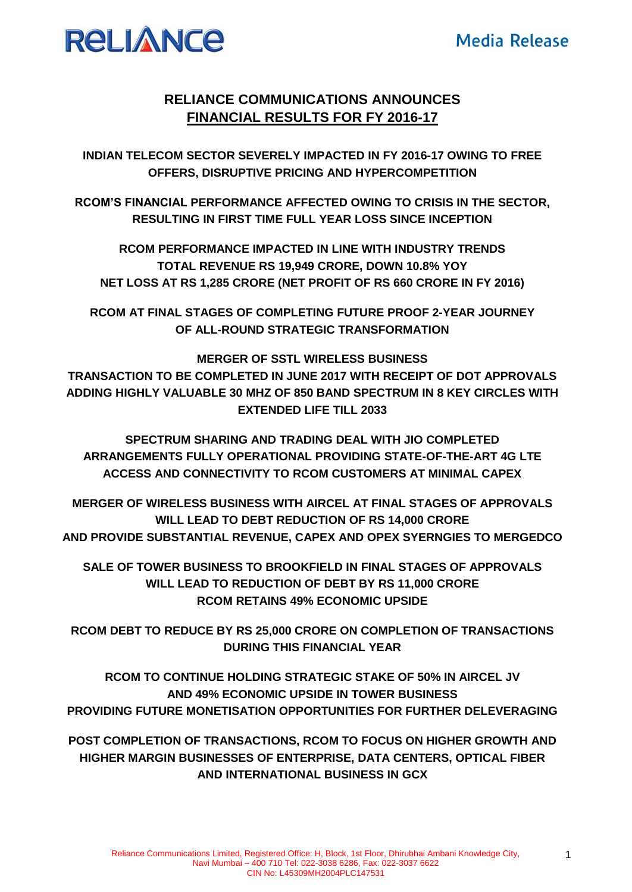# RELIANCE COMMUNICATIONS ANNOUNCES FINANCIAL RESULTS FOR FY 2016-17

**INDIAN TELECOM SECTOR SEVERELY IMPACTED IN FY 2016-17 OWING TO FREE OFFERS, DISRUPTIVE PRICING AND HYPERCOMPETITION**

**RCOM'S FINANCIAL PERFORMANCE AFFECTED OWING TO CRISIS IN THE SECTOR, RESULTING IN FIRST TIME FULL YEAR LOSS SINCE INCEPTION**

**RCOM PERFORMANCE IMPACTED IN LINE WITH INDUSTRY TRENDS**
**TOTAL REVENUE RS 19,949 CRORE, DOWN 10.8% YOY**
**NET LOSS AT RS 1,285 CRORE (NET PROFIT OF RS 660 CRORE IN FY 2016)**

**RCOM AT FINAL STAGES OF COMPLETING FUTURE PROOF 2-YEAR JOURNEY OF ALL-ROUND STRATEGIC TRANSFORMATION**

**MERGER OF SSTL WIRELESS BUSINESS**
**TRANSACTION TO BE COMPLETED IN JUNE 2017 WITH RECEIPT OF DOT APPROVALS ADDING HIGHLY VALUABLE 30 MHZ OF 850 BAND SPECTRUM IN 8 KEY CIRCLES WITH EXTENDED LIFE TILL 2033**

**SPECTRUM SHARING AND TRADING DEAL WITH JIO COMPLETED**
**ARRANGEMENTS FULLY OPERATIONAL PROVIDING STATE-OF-THE-ART 4G LTE ACCESS AND CONNECTIVITY TO RCOM CUSTOMERS AT MINIMAL CAPEX**

**MERGER OF WIRELESS BUSINESS WITH AIRCEL AT FINAL STAGES OF APPROVALS**
**WILL LEAD TO DEBT REDUCTION OF RS 14,000 CRORE**
**AND PROVIDE SUBSTANTIAL REVENUE, CAPEX AND OPEX SYERNGIES TO MERGEDCO**

**SALE OF TOWER BUSINESS TO BROOKFIELD IN FINAL STAGES OF APPROVALS**
**WILL LEAD TO REDUCTION OF DEBT BY RS 11,000 CRORE**
**RCOM RETAINS 49% ECONOMIC UPSIDE**

**RCOM DEBT TO REDUCE BY RS 25,000 CRORE ON COMPLETION OF TRANSACTIONS DURING THIS FINANCIAL YEAR**

**RCOM TO CONTINUE HOLDING STRATEGIC STAKE OF 50% IN AIRCEL JV**
**AND 49% ECONOMIC UPSIDE IN TOWER BUSINESS**
**PROVIDING FUTURE MONETISATION OPPORTUNITIES FOR FURTHER DELEVERAGING**

**POST COMPLETION OF TRANSACTIONS, RCOM TO FOCUS ON HIGHER GROWTH AND HIGHER MARGIN BUSINESSES OF ENTERPRISE, DATA CENTERS, OPTICAL FIBER AND INTERNATIONAL BUSINESS IN GCX**

Reliance Communications Limited, Registered Office: H, Block, 1st Floor, Dhirubhai Ambani Knowledge City, Navi Mumbai – 400 710 Tel: 022-3038 6286, Fax: 022-3037 6622
CIN No: L45309MH2004PLC147531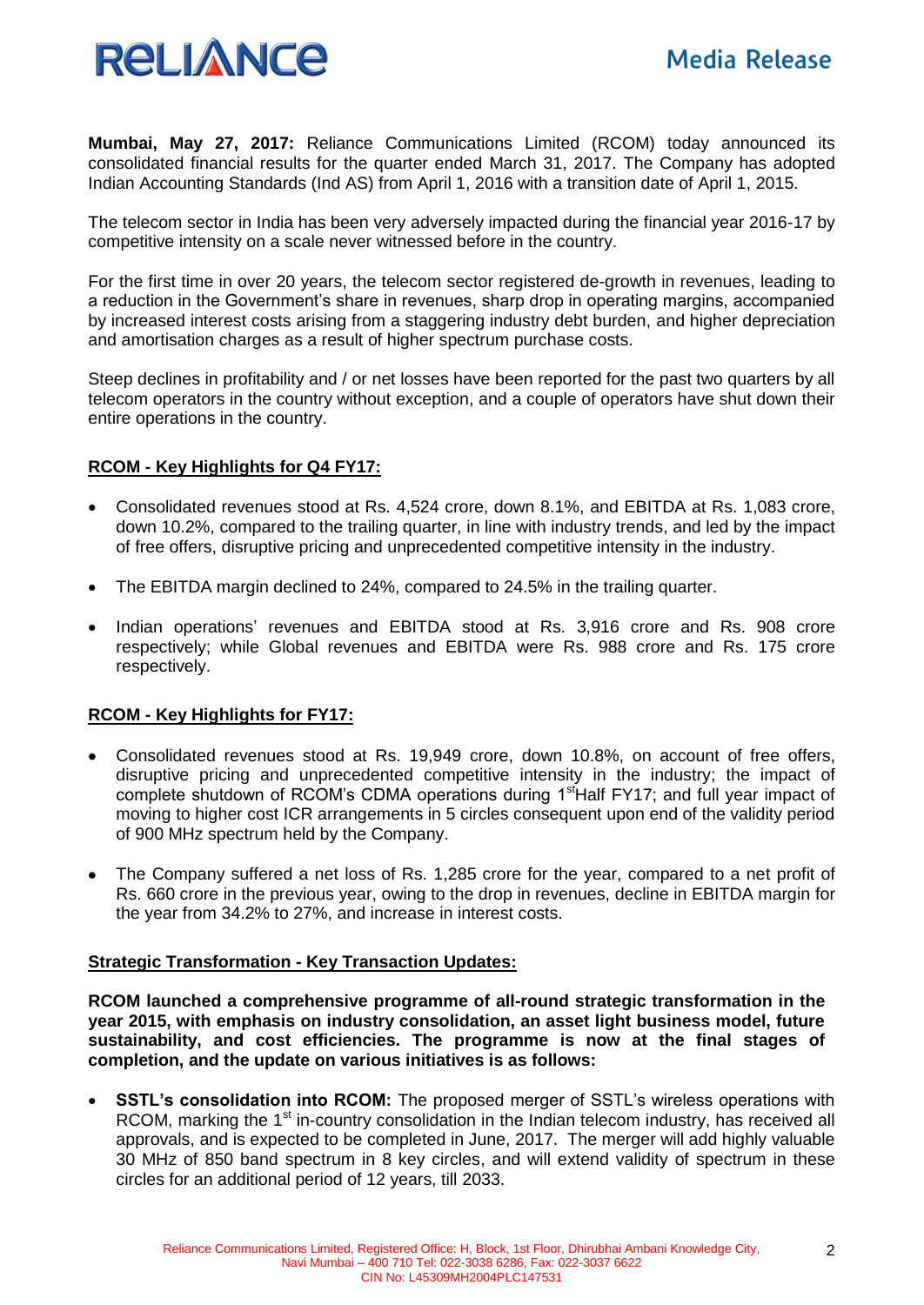**Mumbai, May 27, 2017:** Reliance Communications Limited (RCOM) today announced its consolidated financial results for the quarter ended March 31, 2017. The Company has adopted Indian Accounting Standards (Ind AS) from April 1, 2016 with a transition date of April 1, 2015.

The telecom sector in India has been very adversely impacted during the financial year 2016-17 by competitive intensity on a scale never witnessed before in the country.

For the first time in over 20 years, the telecom sector registered de-growth in revenues, leading to a reduction in the Government's share in revenues, sharp drop in operating margins, accompanied by increased interest costs arising from a staggering industry debt burden, and higher depreciation and amortisation charges as a result of higher spectrum purchase costs.

Steep declines in profitability and / or net losses have been reported for the past two quarters by all telecom operators in the country without exception, and a couple of operators have shut down their entire operations in the country.

## RCOM - Key Highlights for Q4 FY17:

- Consolidated revenues stood at Rs. 4,524 crore, down 8.1%, and EBITDA at Rs. 1,083 crore, down 10.2%, compared to the trailing quarter, in line with industry trends, and led by the impact of free offers, disruptive pricing and unprecedented competitive intensity in the industry.
- The EBITDA margin declined to 24%, compared to 24.5% in the trailing quarter.
- Indian operations' revenues and EBITDA stood at Rs. 3,916 crore and Rs. 908 crore respectively; while Global revenues and EBITDA were Rs. 988 crore and Rs. 175 crore respectively.

## RCOM - Key Highlights for FY17:

- Consolidated revenues stood at Rs. 19,949 crore, down 10.8%, on account of free offers, disruptive pricing and unprecedented competitive intensity in the industry; the impact of complete shutdown of RCOM's CDMA operations during 1st Half FY17; and full year impact of moving to higher cost ICR arrangements in 5 circles consequent upon end of the validity period of 900 MHz spectrum held by the Company.
- The Company suffered a net loss of Rs. 1,285 crore for the year, compared to a net profit of Rs. 660 crore in the previous year, owing to the drop in revenues, decline in EBITDA margin for the year from 34.2% to 27%, and increase in interest costs.

## Strategic Transformation - Key Transaction Updates:

**RCOM launched a comprehensive programme of all-round strategic transformation in the year 2015, with emphasis on industry consolidation, an asset light business model, future sustainability, and cost efficiencies. The programme is now at the final stages of completion, and the update on various initiatives is as follows:**

- **SSTL's consolidation into RCOM:** The proposed merger of SSTL's wireless operations with RCOM, marking the 1st in-country consolidation in the Indian telecom industry, has received all approvals, and is expected to be completed in June, 2017. The merger will add highly valuable 30 MHz of 850 band spectrum in 8 key circles, and will extend validity of spectrum in these circles for an additional period of 12 years, till 2033.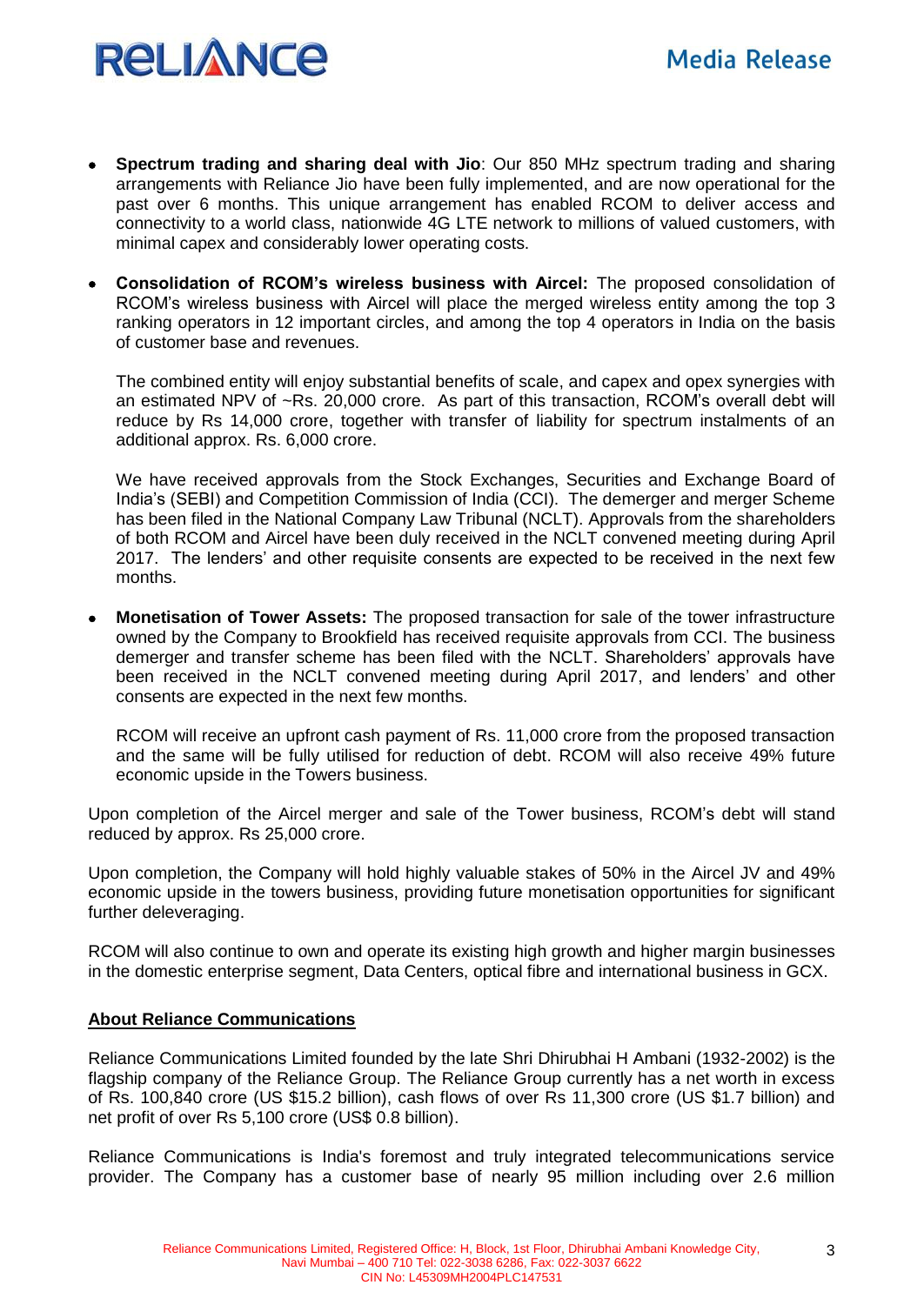- **Spectrum trading and sharing deal with Jio**: Our 850 MHz spectrum trading and sharing arrangements with Reliance Jio have been fully implemented, and are now operational for the past over 6 months. This unique arrangement has enabled RCOM to deliver access and connectivity to a world class, nationwide 4G LTE network to millions of valued customers, with minimal capex and considerably lower operating costs.

- **Consolidation of RCOM's wireless business with Aircel:** The proposed consolidation of RCOM's wireless business with Aircel will place the merged wireless entity among the top 3 ranking operators in 12 important circles, and among the top 4 operators in India on the basis of customer base and revenues.

  The combined entity will enjoy substantial benefits of scale, and capex and opex synergies with an estimated NPV of ~Rs. 20,000 crore. As part of this transaction, RCOM's overall debt will reduce by Rs 14,000 crore, together with transfer of liability for spectrum instalments of an additional approx. Rs. 6,000 crore.

  We have received approvals from the Stock Exchanges, Securities and Exchange Board of India's (SEBI) and Competition Commission of India (CCI). The demerger and merger Scheme has been filed in the National Company Law Tribunal (NCLT). Approvals from the shareholders of both RCOM and Aircel have been duly received in the NCLT convened meeting during April 2017. The lenders' and other requisite consents are expected to be received in the next few months.

- **Monetisation of Tower Assets:** The proposed transaction for sale of the tower infrastructure owned by the Company to Brookfield has received requisite approvals from CCI. The business demerger and transfer scheme has been filed with the NCLT. Shareholders' approvals have been received in the NCLT convened meeting during April 2017, and lenders' and other consents are expected in the next few months.

  RCOM will receive an upfront cash payment of Rs. 11,000 crore from the proposed transaction and the same will be fully utilised for reduction of debt. RCOM will also receive 49% future economic upside in the Towers business.

Upon completion of the Aircel merger and sale of the Tower business, RCOM's debt will stand reduced by approx. Rs 25,000 crore.

Upon completion, the Company will hold highly valuable stakes of 50% in the Aircel JV and 49% economic upside in the towers business, providing future monetisation opportunities for significant further deleveraging.

RCOM will also continue to own and operate its existing high growth and higher margin businesses in the domestic enterprise segment, Data Centers, optical fibre and international business in GCX.

## About Reliance Communications

Reliance Communications Limited founded by the late Shri Dhirubhai H Ambani (1932-2002) is the flagship company of the Reliance Group. The Reliance Group currently has a net worth in excess of Rs. 100,840 crore (US $15.2 billion), cash flows of over Rs 11,300 crore (US $1.7 billion) and net profit of over Rs 5,100 crore (US$ 0.8 billion).

Reliance Communications is India's foremost and truly integrated telecommunications service provider. The Company has a customer base of nearly 95 million including over 2.6 million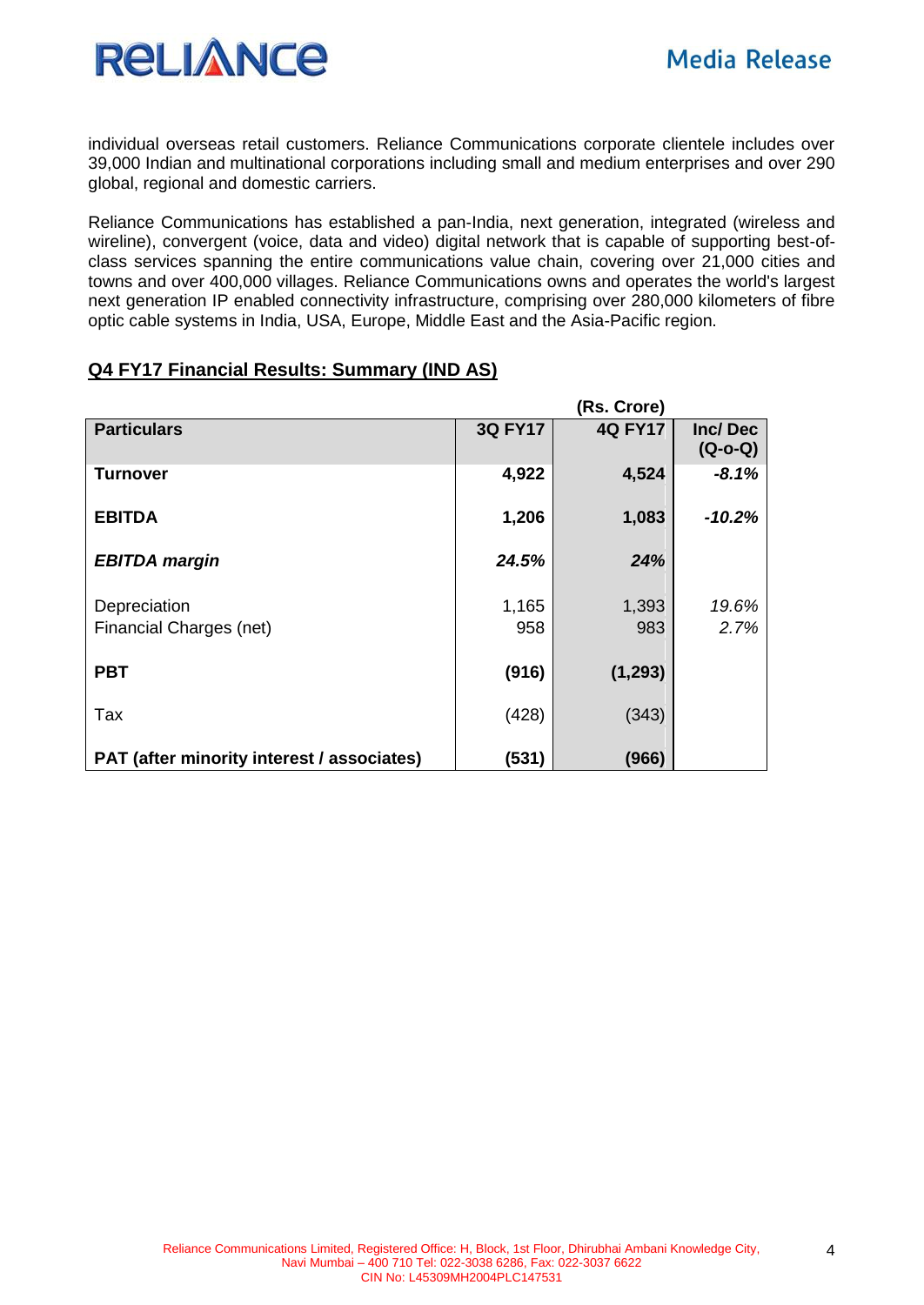individual overseas retail customers. Reliance Communications corporate clientele includes over 39,000 Indian and multinational corporations including small and medium enterprises and over 290 global, regional and domestic carriers.

Reliance Communications has established a pan-India, next generation, integrated (wireless and wireline), convergent (voice, data and video) digital network that is capable of supporting best-of-class services spanning the entire communications value chain, covering over 21,000 cities and towns and over 400,000 villages. Reliance Communications owns and operates the world's largest next generation IP enabled connectivity infrastructure, comprising over 280,000 kilometers of fibre optic cable systems in India, USA, Europe, Middle East and the Asia-Pacific region.

## Q4 FY17 Financial Results: Summary (IND AS)

(Rs. Crore)

| **Particulars** | **3Q FY17** | **4Q FY17** | **Inc/ Dec (Q-o-Q)** |
|---|---|---|---|
| **Turnover** | **4,922** | **4,524** | ***-8.1%*** |
| **EBITDA** | **1,206** | **1,083** | ***-10.2%*** |
| ***EBITDA margin*** | ***24.5%*** | ***24%*** | |
| Depreciation | 1,165 | 1,393 | *19.6%* |
| Financial Charges (net) | 958 | 983 | *2.7%* |
| **PBT** | **(916)** | **(1,293)** | |
| Tax | (428) | (343) | |
| **PAT (after minority interest / associates)** | **(531)** | **(966)** | |